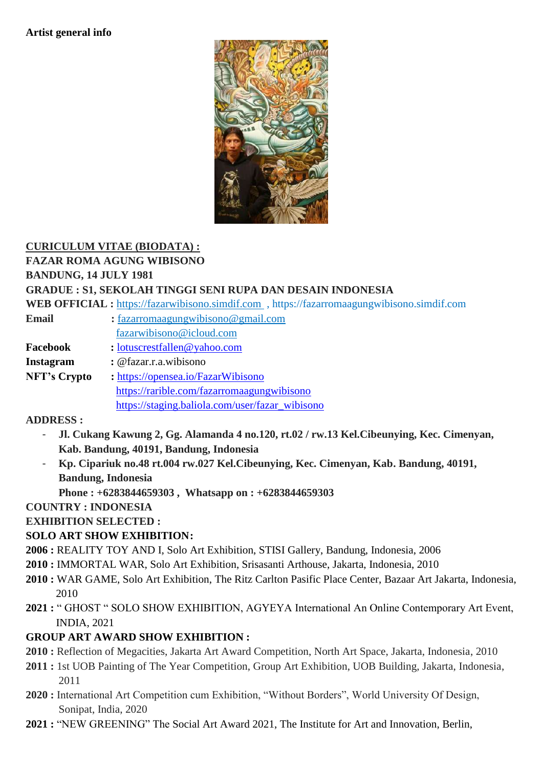**Artist general info**

**CURICULUM VITAE (BIODATA) :**

**FAZAR ROMA AGUNG WIBISONO**

**BANDUNG, 14 JULY 1981**

**GRADUE : S1, SEKOLAH TINGGI SENI RUPA DAN DESAIN INDONESIA**

**WEB OFFICIAL :** https://fazarwibisono.simdif.com , https://fazarromaagungwibisono.simdif.com

**Email** : fazarromaagungwibisono@gmail.com
fazarwibisono@icloud.com

**Facebook** : lotuscrestfallen@yahoo.com

**Instagram** : @fazar.r.a.wibisono

**NFT's Crypto** : https://opensea.io/FazarWibisono
https://rarible.com/fazarromaagungwibisono
https://staging.baliola.com/user/fazar_wibisono

**ADDRESS :**

- **Jl. Cukang Kawung 2, Gg. Alamanda 4 no.120, rt.02 / rw.13 Kel.Cibeunying, Kec. Cimenyan, Kab. Bandung, 40191, Bandung, Indonesia**
- **Kp. Cipariuk no.48 rt.004 rw.027 Kel.Cibeunying, Kec. Cimenyan, Kab. Bandung, 40191, Bandung, Indonesia**

  **Phone : +6283844659303 , Whatsapp on : +6283844659303**

**COUNTRY : INDONESIA**

**EXHIBITION SELECTED :**

**SOLO ART SHOW EXHIBITION:**

**2006 :** REALITY TOY AND I, Solo Art Exhibition, STISI Gallery, Bandung, Indonesia, 2006

**2010 :** IMMORTAL WAR, Solo Art Exhibition, Srisasanti Arthouse, Jakarta, Indonesia, 2010

**2010 :** WAR GAME, Solo Art Exhibition, The Ritz Carlton Pasific Place Center, Bazaar Art Jakarta, Indonesia, 2010

**2021 :** " GHOST " SOLO SHOW EXHIBITION, AGYEYA International An Online Contemporary Art Event, INDIA, 2021

**GROUP ART AWARD SHOW EXHIBITION :**

**2010 :** Reflection of Megacities, Jakarta Art Award Competition, North Art Space, Jakarta, Indonesia, 2010

**2011 :** 1st UOB Painting of The Year Competition, Group Art Exhibition, UOB Building, Jakarta, Indonesia, 2011

**2020 :** International Art Competition cum Exhibition, "Without Borders", World University Of Design, Sonipat, India, 2020

**2021 :** "NEW GREENING" The Social Art Award 2021, The Institute for Art and Innovation, Berlin,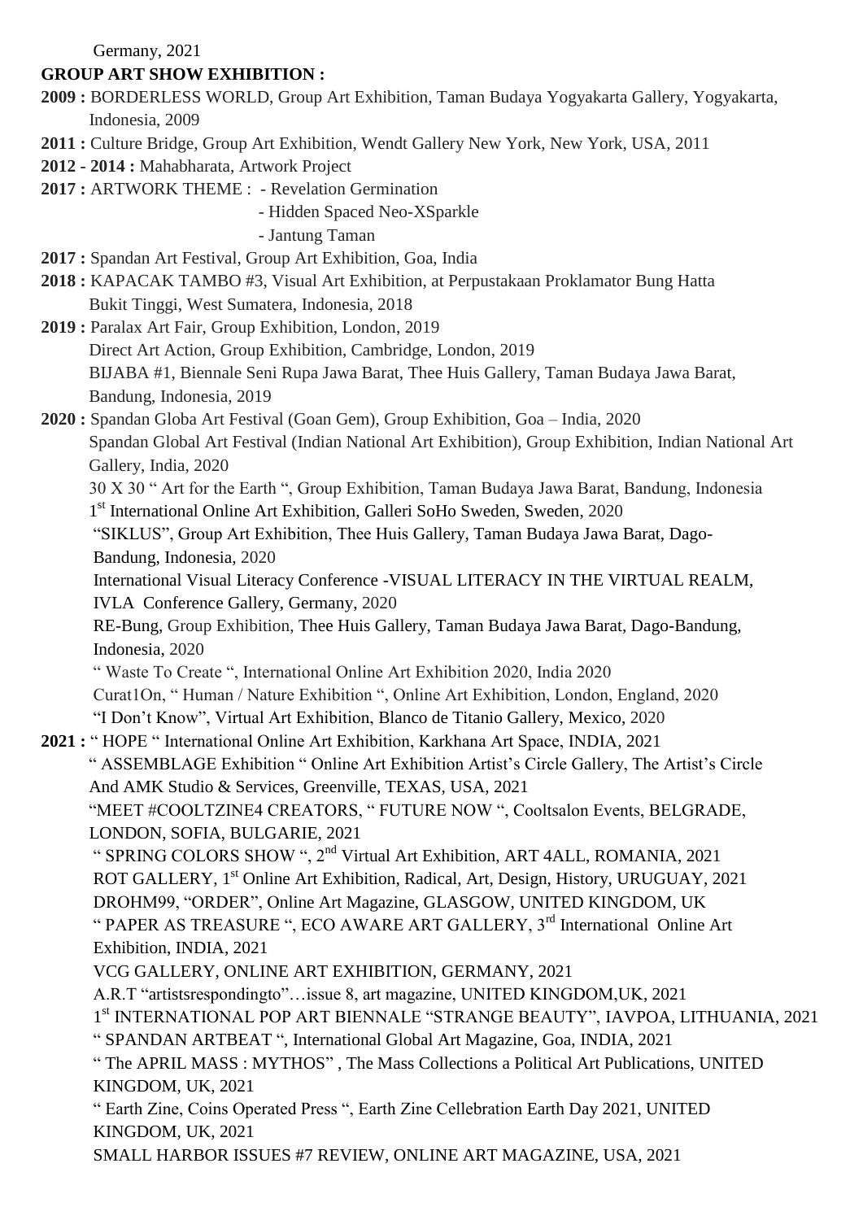Germany, 2021

**GROUP ART SHOW EXHIBITION :**

**2009 :** BORDERLESS WORLD, Group Art Exhibition, Taman Budaya Yogyakarta Gallery, Yogyakarta, Indonesia, 2009

**2011 :** Culture Bridge, Group Art Exhibition, Wendt Gallery New York, New York, USA, 2011

**2012 - 2014 :** Mahabharata, Artwork Project

**2017 :** ARTWORK THEME : - Revelation Germination
- Hidden Spaced Neo-XSparkle
- Jantung Taman

**2017 :** Spandan Art Festival, Group Art Exhibition, Goa, India

**2018 :** KAPACAK TAMBO #3, Visual Art Exhibition, at Perpustakaan Proklamator Bung Hatta Bukit Tinggi, West Sumatera, Indonesia, 2018

**2019 :** Paralax Art Fair, Group Exhibition, London, 2019
Direct Art Action, Group Exhibition, Cambridge, London, 2019
BIJABA #1, Biennale Seni Rupa Jawa Barat, Thee Huis Gallery, Taman Budaya Jawa Barat, Bandung, Indonesia, 2019

**2020 :** Spandan Globa Art Festival (Goan Gem), Group Exhibition, Goa – India, 2020
Spandan Global Art Festival (Indian National Art Exhibition), Group Exhibition, Indian National Art Gallery, India, 2020
30 X 30 " Art for the Earth ", Group Exhibition, Taman Budaya Jawa Barat, Bandung, Indonesia
1st International Online Art Exhibition, Galleri SoHo Sweden, Sweden, 2020
"SIKLUS", Group Art Exhibition, Thee Huis Gallery, Taman Budaya Jawa Barat, Dago-Bandung, Indonesia, 2020
International Visual Literacy Conference -VISUAL LITERACY IN THE VIRTUAL REALM, IVLA Conference Gallery, Germany, 2020
RE-Bung, Group Exhibition, Thee Huis Gallery, Taman Budaya Jawa Barat, Dago-Bandung, Indonesia, 2020
" Waste To Create ", International Online Art Exhibition 2020, India 2020
Curat1On, " Human / Nature Exhibition ", Online Art Exhibition, London, England, 2020
"I Don't Know", Virtual Art Exhibition, Blanco de Titanio Gallery, Mexico, 2020

**2021 :** " HOPE " International Online Art Exhibition, Karkhana Art Space, INDIA, 2021
" ASSEMBLAGE Exhibition " Online Art Exhibition Artist's Circle Gallery, The Artist's Circle And AMK Studio & Services, Greenville, TEXAS, USA, 2021
"MEET #COOLTZINE4 CREATORS, " FUTURE NOW ", Cooltsalon Events, BELGRADE, LONDON, SOFIA, BULGARIE, 2021
" SPRING COLORS SHOW ", 2nd Virtual Art Exhibition, ART 4ALL, ROMANIA, 2021
ROT GALLERY, 1st Online Art Exhibition, Radical, Art, Design, History, URUGUAY, 2021
DROHM99, "ORDER", Online Art Magazine, GLASGOW, UNITED KINGDOM, UK
" PAPER AS TREASURE ", ECO AWARE ART GALLERY, 3rd International Online Art Exhibition, INDIA, 2021
VCG GALLERY, ONLINE ART EXHIBITION, GERMANY, 2021
A.R.T "artistsrespondingto"…issue 8, art magazine, UNITED KINGDOM,UK, 2021
1st INTERNATIONAL POP ART BIENNALE "STRANGE BEAUTY", IAVPOA, LITHUANIA, 2021
" SPANDAN ARTBEAT ", International Global Art Magazine, Goa, INDIA, 2021
" The APRIL MASS : MYTHOS" , The Mass Collections a Political Art Publications, UNITED KINGDOM, UK, 2021
" Earth Zine, Coins Operated Press ", Earth Zine Cellebration Earth Day 2021, UNITED KINGDOM, UK, 2021
SMALL HARBOR ISSUES #7 REVIEW, ONLINE ART MAGAZINE, USA, 2021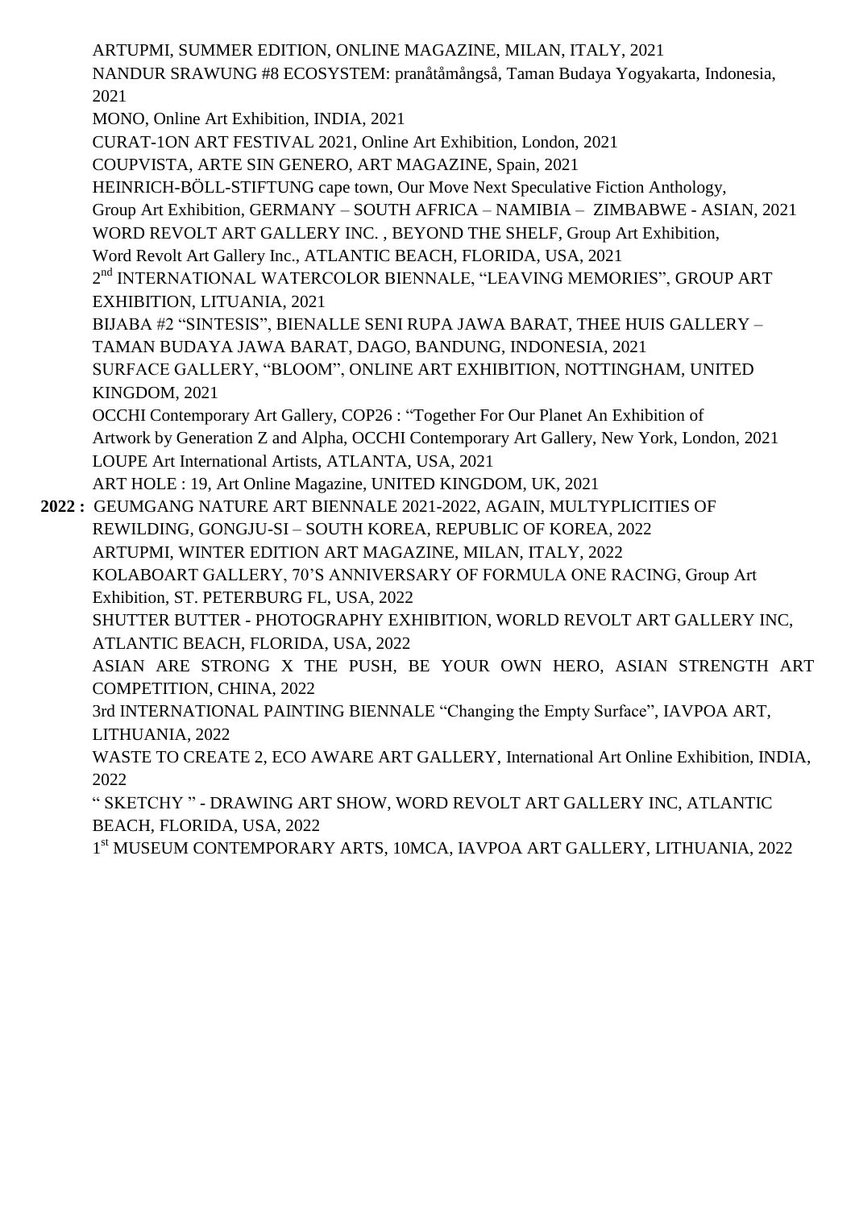ARTUPMI, SUMMER EDITION, ONLINE MAGAZINE, MILAN, ITALY, 2021

NANDUR SRAWUNG #8 ECOSYSTEM: pranåtåmångså, Taman Budaya Yogyakarta, Indonesia, 2021

MONO, Online Art Exhibition, INDIA, 2021

CURAT-1ON ART FESTIVAL 2021, Online Art Exhibition, London, 2021

COUPVISTA, ARTE SIN GENERO, ART MAGAZINE, Spain, 2021

HEINRICH-BÖLL-STIFTUNG cape town, Our Move Next Speculative Fiction Anthology, Group Art Exhibition, GERMANY – SOUTH AFRICA – NAMIBIA – ZIMBABWE - ASIAN, 2021

WORD REVOLT ART GALLERY INC. , BEYOND THE SHELF, Group Art Exhibition, Word Revolt Art Gallery Inc., ATLANTIC BEACH, FLORIDA, USA, 2021

2nd INTERNATIONAL WATERCOLOR BIENNALE, "LEAVING MEMORIES", GROUP ART EXHIBITION, LITUANIA, 2021

BIJABA #2 "SINTESIS", BIENALLE SENI RUPA JAWA BARAT, THEE HUIS GALLERY – TAMAN BUDAYA JAWA BARAT, DAGO, BANDUNG, INDONESIA, 2021

SURFACE GALLERY, "BLOOM", ONLINE ART EXHIBITION, NOTTINGHAM, UNITED KINGDOM, 2021

OCCHI Contemporary Art Gallery, COP26 : "Together For Our Planet An Exhibition of Artwork by Generation Z and Alpha, OCCHI Contemporary Art Gallery, New York, London, 2021

LOUPE Art International Artists, ATLANTA, USA, 2021

ART HOLE : 19, Art Online Magazine, UNITED KINGDOM, UK, 2021

**2022 :** GEUMGANG NATURE ART BIENNALE 2021-2022, AGAIN, MULTYPLICITIES OF REWILDING, GONGJU-SI – SOUTH KOREA, REPUBLIC OF KOREA, 2022

ARTUPMI, WINTER EDITION ART MAGAZINE, MILAN, ITALY, 2022

KOLABOART GALLERY, 70'S ANNIVERSARY OF FORMULA ONE RACING, Group Art Exhibition, ST. PETERBURG FL, USA, 2022

SHUTTER BUTTER - PHOTOGRAPHY EXHIBITION, WORLD REVOLT ART GALLERY INC, ATLANTIC BEACH, FLORIDA, USA, 2022

ASIAN ARE STRONG X THE PUSH, BE YOUR OWN HERO, ASIAN STRENGTH ART COMPETITION, CHINA, 2022

3rd INTERNATIONAL PAINTING BIENNALE "Changing the Empty Surface", IAVPOA ART, LITHUANIA, 2022

WASTE TO CREATE 2, ECO AWARE ART GALLERY, International Art Online Exhibition, INDIA, 2022

" SKETCHY " - DRAWING ART SHOW, WORD REVOLT ART GALLERY INC, ATLANTIC BEACH, FLORIDA, USA, 2022

1st MUSEUM CONTEMPORARY ARTS, 10MCA, IAVPOA ART GALLERY, LITHUANIA, 2022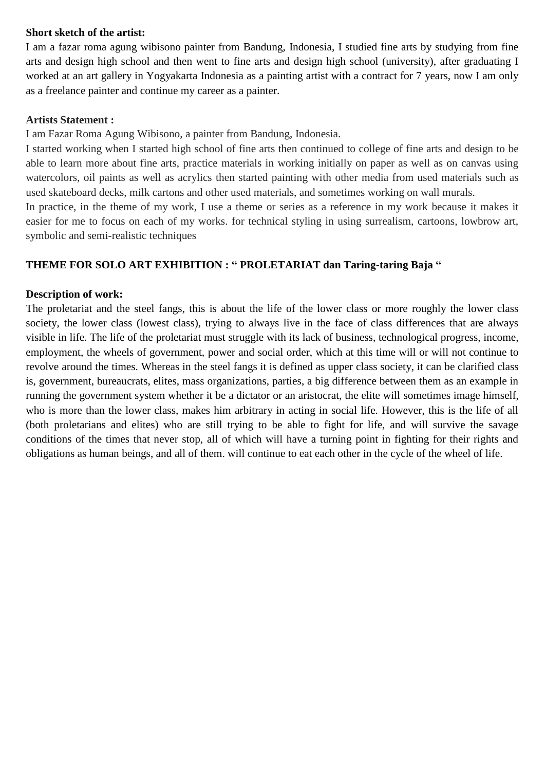**Short sketch of the artist:**

I am a fazar roma agung wibisono painter from Bandung, Indonesia, I studied fine arts by studying from fine arts and design high school and then went to fine arts and design high school (university), after graduating I worked at an art gallery in Yogyakarta Indonesia as a painting artist with a contract for 7 years, now I am only as a freelance painter and continue my career as a painter.

**Artists Statement :**

I am Fazar Roma Agung Wibisono, a painter from Bandung, Indonesia.

I started working when I started high school of fine arts then continued to college of fine arts and design to be able to learn more about fine arts, practice materials in working initially on paper as well as on canvas using watercolors, oil paints as well as acrylics then started painting with other media from used materials such as used skateboard decks, milk cartons and other used materials, and sometimes working on wall murals.

In practice, in the theme of my work, I use a theme or series as a reference in my work because it makes it easier for me to focus on each of my works. for technical styling in using surrealism, cartoons, lowbrow art, symbolic and semi-realistic techniques

**THEME FOR SOLO ART EXHIBITION : " PROLETARIAT dan Taring-taring Baja "**

**Description of work:**

The proletariat and the steel fangs, this is about the life of the lower class or more roughly the lower class society, the lower class (lowest class), trying to always live in the face of class differences that are always visible in life. The life of the proletariat must struggle with its lack of business, technological progress, income, employment, the wheels of government, power and social order, which at this time will or will not continue to revolve around the times. Whereas in the steel fangs it is defined as upper class society, it can be clarified class is, government, bureaucrats, elites, mass organizations, parties, a big difference between them as an example in running the government system whether it be a dictator or an aristocrat, the elite will sometimes image himself, who is more than the lower class, makes him arbitrary in acting in social life. However, this is the life of all (both proletarians and elites) who are still trying to be able to fight for life, and will survive the savage conditions of the times that never stop, all of which will have a turning point in fighting for their rights and obligations as human beings, and all of them. will continue to eat each other in the cycle of the wheel of life.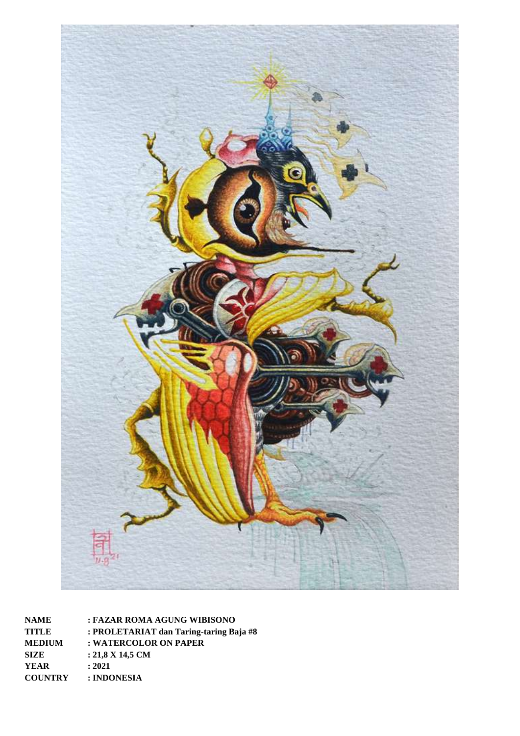| | |
|---|---|
| **NAME** | **: FAZAR ROMA AGUNG WIBISONO** |
| **TITLE** | **: PROLETARIAT dan Taring-taring Baja #8** |
| **MEDIUM** | **: WATERCOLOR ON PAPER** |
| **SIZE** | **: 21,8 X 14,5 CM** |
| **YEAR** | **: 2021** |
| **COUNTRY** | **: INDONESIA** |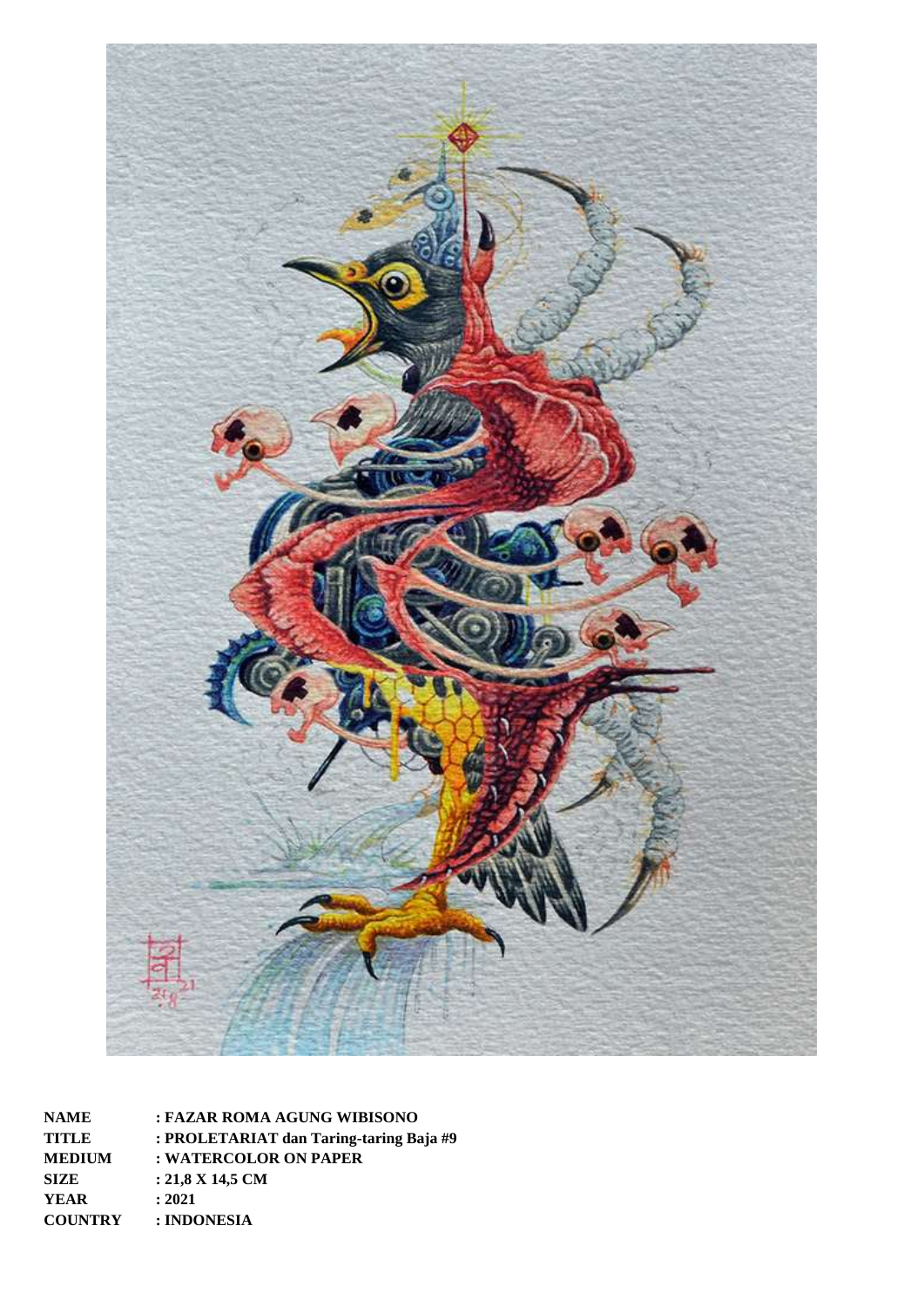| | |
|---|---|
| **NAME** | **: FAZAR ROMA AGUNG WIBISONO** |
| **TITLE** | **: PROLETARIAT dan Taring-taring Baja #9** |
| **MEDIUM** | **: WATERCOLOR ON PAPER** |
| **SIZE** | **: 21,8 X 14,5 CM** |
| **YEAR** | **: 2021** |
| **COUNTRY** | **: INDONESIA** |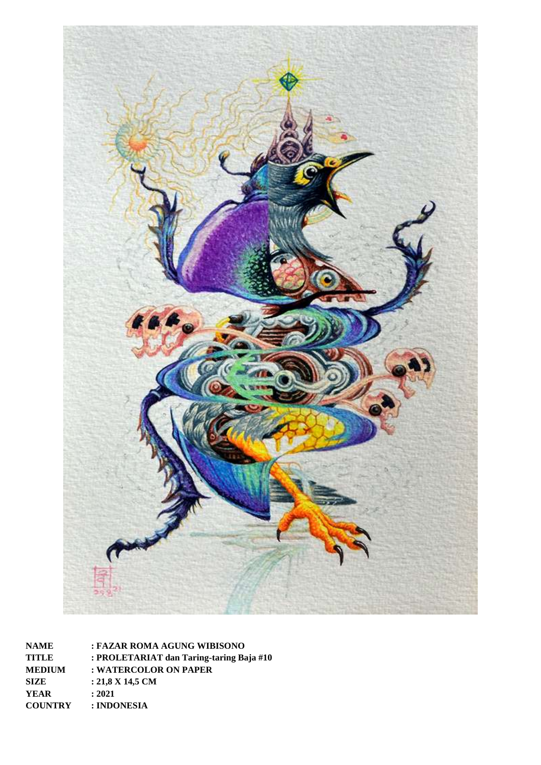| | |
|---|---|
| **NAME** | **: FAZAR ROMA AGUNG WIBISONO** |
| **TITLE** | **: PROLETARIAT dan Taring-taring Baja #10** |
| **MEDIUM** | **: WATERCOLOR ON PAPER** |
| **SIZE** | **: 21,8 X 14,5 CM** |
| **YEAR** | **: 2021** |
| **COUNTRY** | **: INDONESIA** |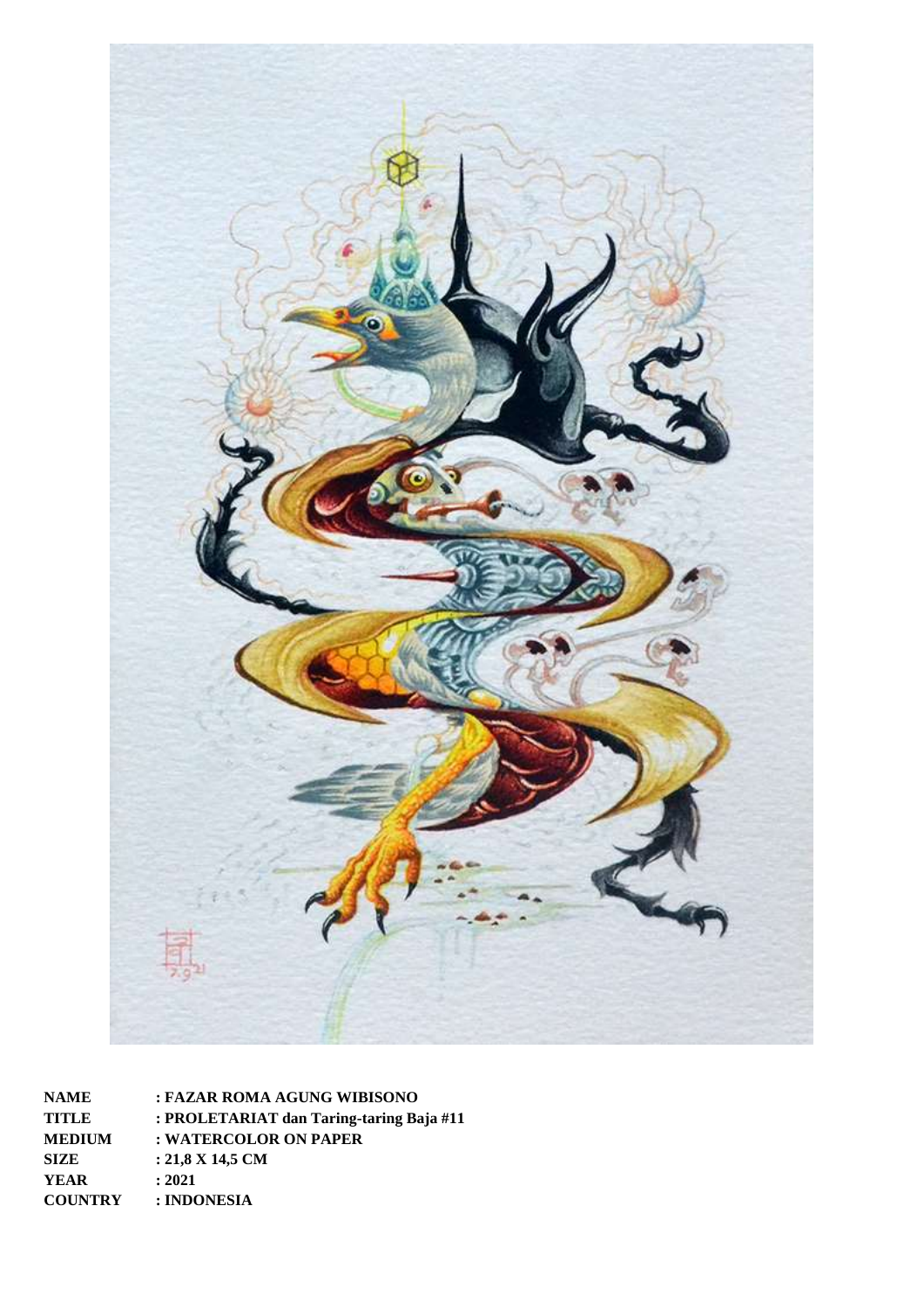| | |
|---|---|
| **NAME** | **: FAZAR ROMA AGUNG WIBISONO** |
| **TITLE** | **: PROLETARIAT dan Taring-taring Baja #11** |
| **MEDIUM** | **: WATERCOLOR ON PAPER** |
| **SIZE** | **: 21,8 X 14,5 CM** |
| **YEAR** | **: 2021** |
| **COUNTRY** | **: INDONESIA** |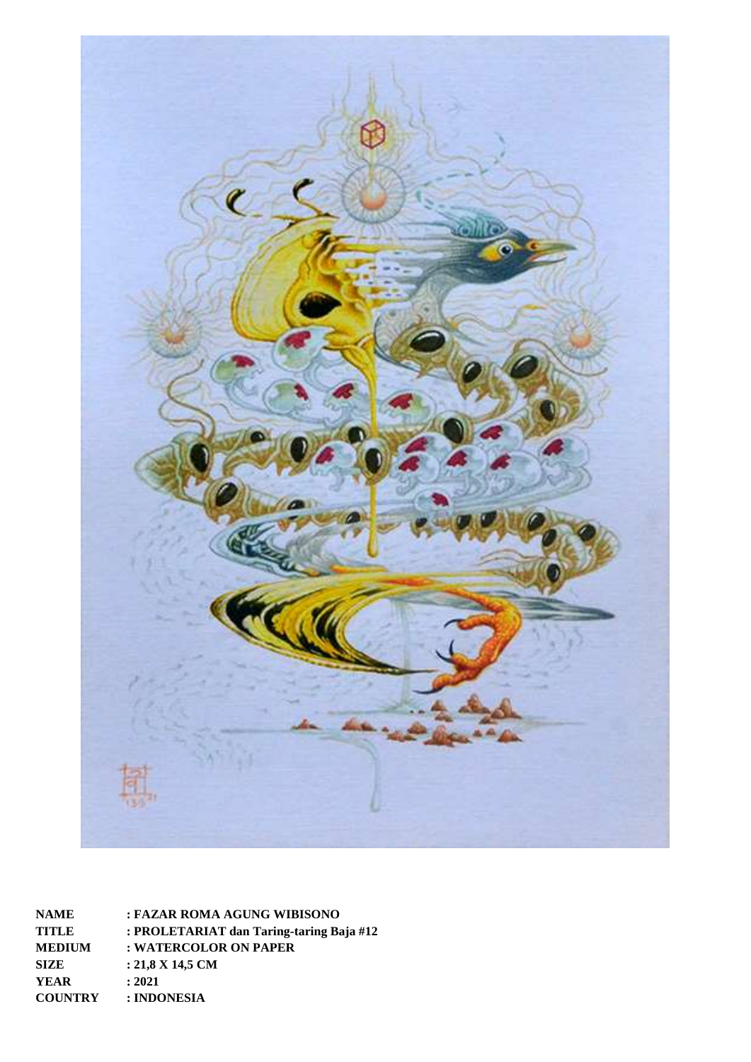| | |
|---|---|
| **NAME** | **: FAZAR ROMA AGUNG WIBISONO** |
| **TITLE** | **: PROLETARIAT dan Taring-taring Baja #12** |
| **MEDIUM** | **: WATERCOLOR ON PAPER** |
| **SIZE** | **: 21,8 X 14,5 CM** |
| **YEAR** | **: 2021** |
| **COUNTRY** | **: INDONESIA** |